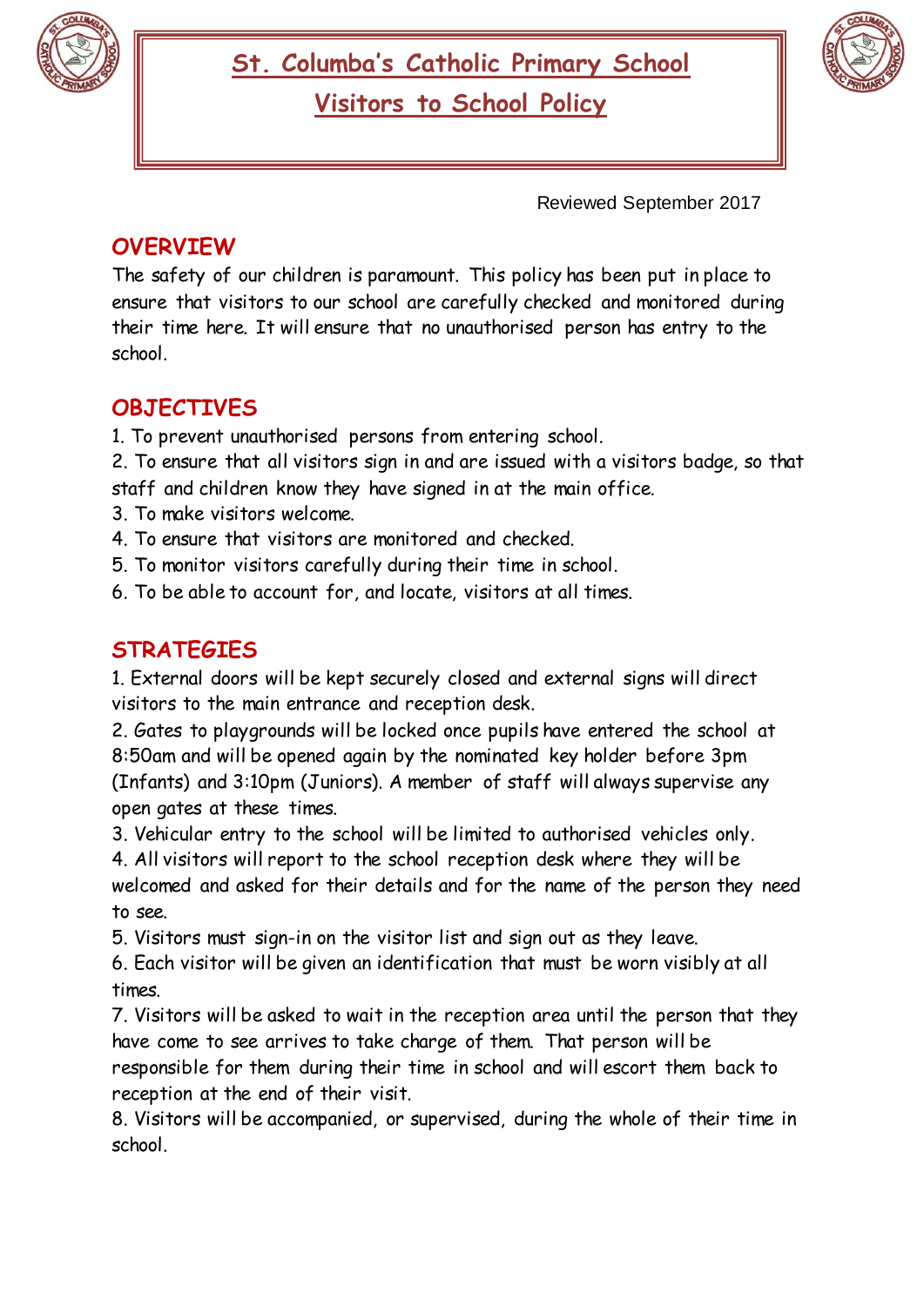# St. Columba's Catholic Primary School

## Visitors to School Policy

Reviewed September 2017

## OVERVIEW

The safety of our children is paramount. This policy has been put in place to ensure that visitors to our school are carefully checked and monitored during their time here. It will ensure that no unauthorised person has entry to the school.

## OBJECTIVES

1. To prevent unauthorised persons from entering school.
2. To ensure that all visitors sign in and are issued with a visitors badge, so that staff and children know they have signed in at the main office.
3. To make visitors welcome.
4. To ensure that visitors are monitored and checked.
5. To monitor visitors carefully during their time in school.
6. To be able to account for, and locate, visitors at all times.

## STRATEGIES

1. External doors will be kept securely closed and external signs will direct visitors to the main entrance and reception desk.
2. Gates to playgrounds will be locked once pupils have entered the school at 8:50am and will be opened again by the nominated key holder before 3pm (Infants) and 3:10pm (Juniors). A member of staff will always supervise any open gates at these times.
3. Vehicular entry to the school will be limited to authorised vehicles only.
4. All visitors will report to the school reception desk where they will be welcomed and asked for their details and for the name of the person they need to see.
5. Visitors must sign-in on the visitor list and sign out as they leave.
6. Each visitor will be given an identification that must be worn visibly at all times.
7. Visitors will be asked to wait in the reception area until the person that they have come to see arrives to take charge of them. That person will be responsible for them during their time in school and will escort them back to reception at the end of their visit.
8. Visitors will be accompanied, or supervised, during the whole of their time in school.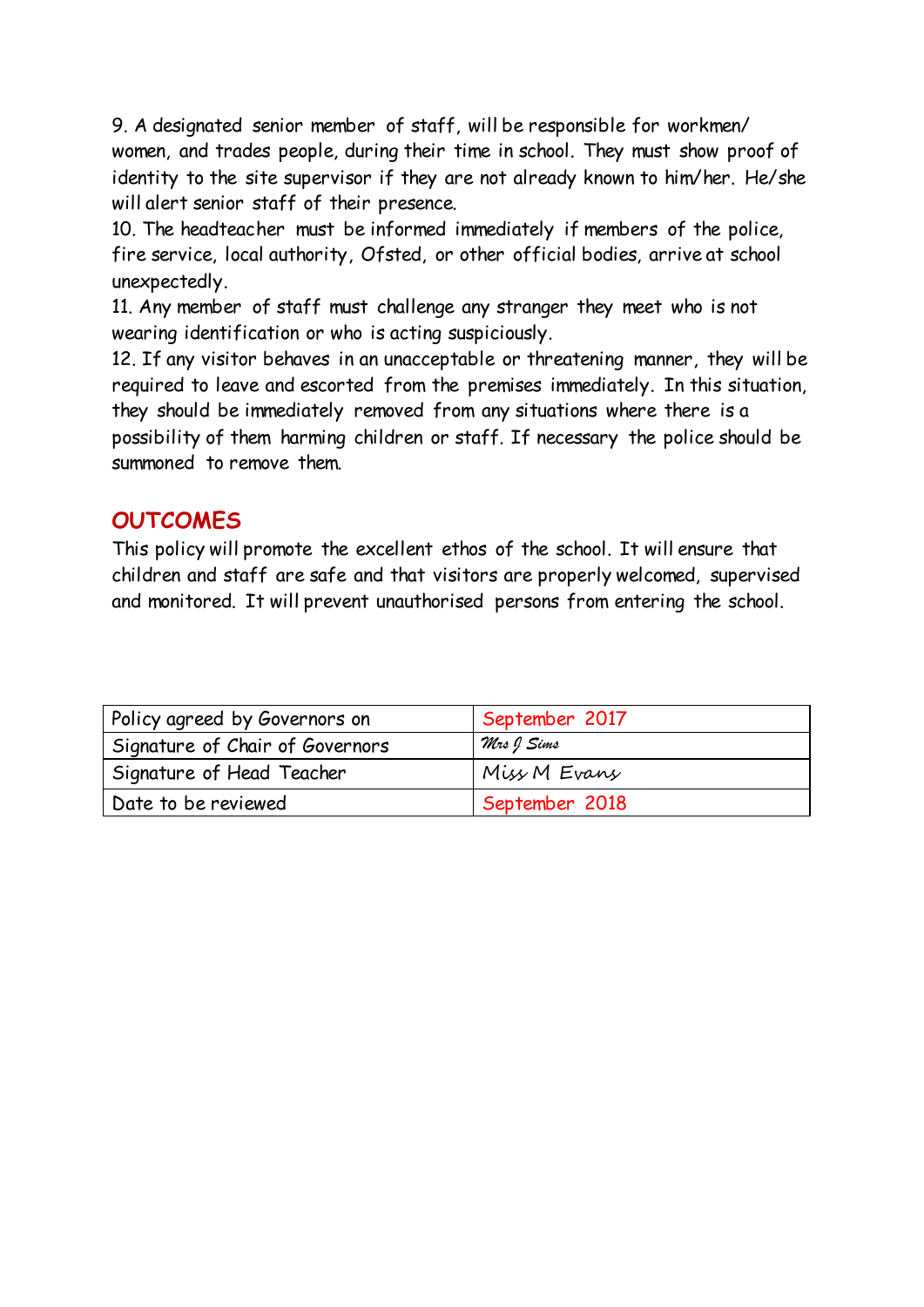9. A designated senior member of staff, will be responsible for workmen/ women, and trades people, during their time in school. They must show proof of identity to the site supervisor if they are not already known to him/her. He/she will alert senior staff of their presence.

10. The headteacher must be informed immediately if members of the police, fire service, local authority, Ofsted, or other official bodies, arrive at school unexpectedly.

11. Any member of staff must challenge any stranger they meet who is not wearing identification or who is acting suspiciously.

12. If any visitor behaves in an unacceptable or threatening manner, they will be required to leave and escorted from the premises immediately. In this situation, they should be immediately removed from any situations where there is a possibility of them harming children or staff. If necessary the police should be summoned to remove them.

## OUTCOMES

This policy will promote the excellent ethos of the school. It will ensure that children and staff are safe and that visitors are properly welcomed, supervised and monitored. It will prevent unauthorised persons from entering the school.

| | |
|---|---|
| Policy agreed by Governors on | September 2017 |
| Signature of Chair of Governors | Mrs J Sims |
| Signature of Head Teacher | Miss M Evans |
| Date to be reviewed | September 2018 |